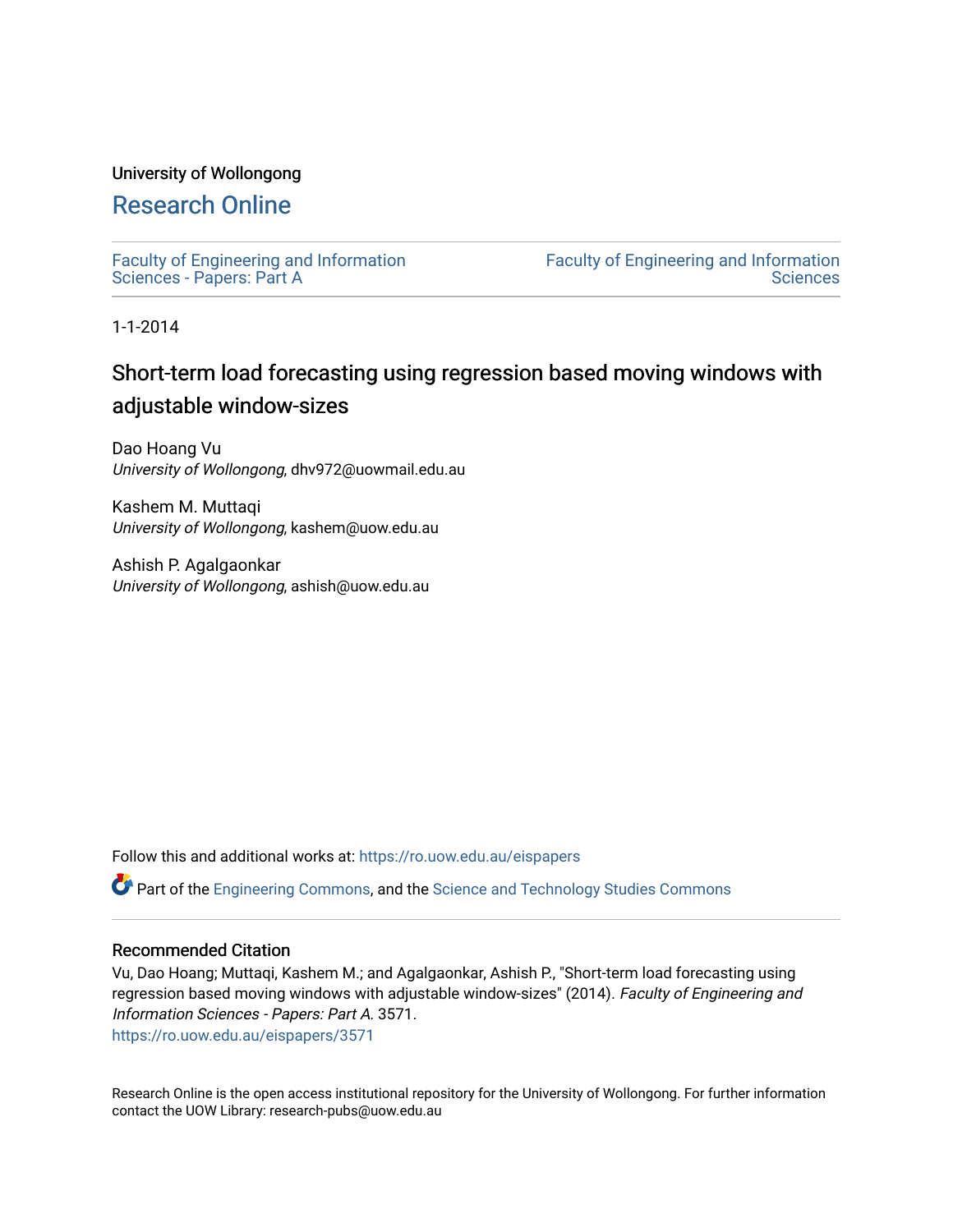University of Wollongong

# Research Online

Faculty of Engineering and Information Sciences - Papers: Part A

Faculty of Engineering and Information Sciences

1-1-2014

# Short-term load forecasting using regression based moving windows with adjustable window-sizes

Dao Hoang Vu
*University of Wollongong*, dhv972@uowmail.edu.au

Kashem M. Muttaqi
*University of Wollongong*, kashem@uow.edu.au

Ashish P. Agalgaonkar
*University of Wollongong*, ashish@uow.edu.au

Follow this and additional works at: https://ro.uow.edu.au/eispapers

Part of the Engineering Commons, and the Science and Technology Studies Commons

## Recommended Citation

Vu, Dao Hoang; Muttaqi, Kashem M.; and Agalgaonkar, Ashish P., "Short-term load forecasting using regression based moving windows with adjustable window-sizes" (2014). *Faculty of Engineering and Information Sciences - Papers: Part A*. 3571.
https://ro.uow.edu.au/eispapers/3571

Research Online is the open access institutional repository for the University of Wollongong. For further information contact the UOW Library: research-pubs@uow.edu.au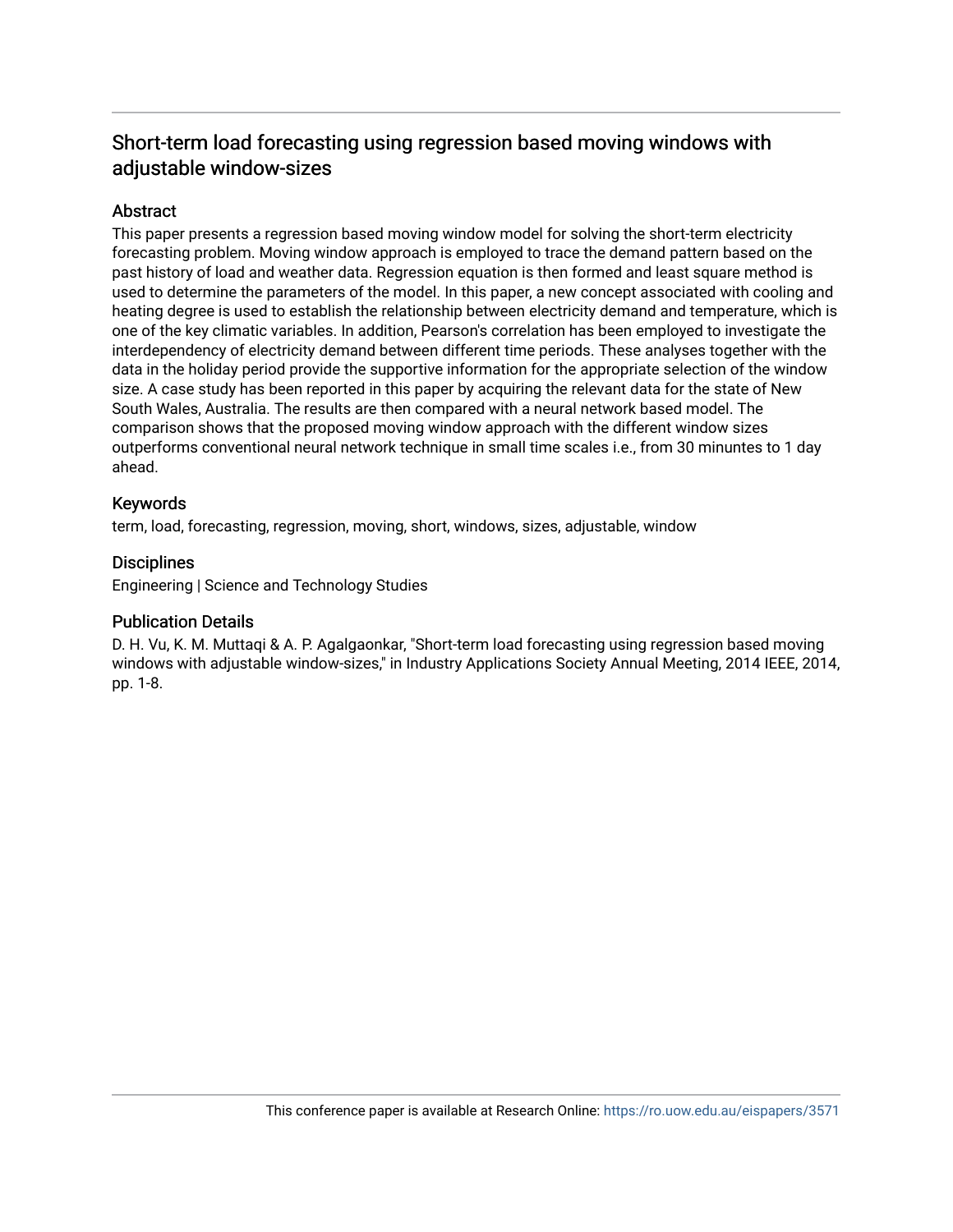# Short-term load forecasting using regression based moving windows with adjustable window-sizes

## Abstract

This paper presents a regression based moving window model for solving the short-term electricity forecasting problem. Moving window approach is employed to trace the demand pattern based on the past history of load and weather data. Regression equation is then formed and least square method is used to determine the parameters of the model. In this paper, a new concept associated with cooling and heating degree is used to establish the relationship between electricity demand and temperature, which is one of the key climatic variables. In addition, Pearson's correlation has been employed to investigate the interdependency of electricity demand between different time periods. These analyses together with the data in the holiday period provide the supportive information for the appropriate selection of the window size. A case study has been reported in this paper by acquiring the relevant data for the state of New South Wales, Australia. The results are then compared with a neural network based model. The comparison shows that the proposed moving window approach with the different window sizes outperforms conventional neural network technique in small time scales i.e., from 30 minuntes to 1 day ahead.

## Keywords

term, load, forecasting, regression, moving, short, windows, sizes, adjustable, window

## Disciplines

Engineering | Science and Technology Studies

## Publication Details

D. H. Vu, K. M. Muttaqi & A. P. Agalgaonkar, "Short-term load forecasting using regression based moving windows with adjustable window-sizes," in Industry Applications Society Annual Meeting, 2014 IEEE, 2014, pp. 1-8.

This conference paper is available at Research Online: https://ro.uow.edu.au/eispapers/3571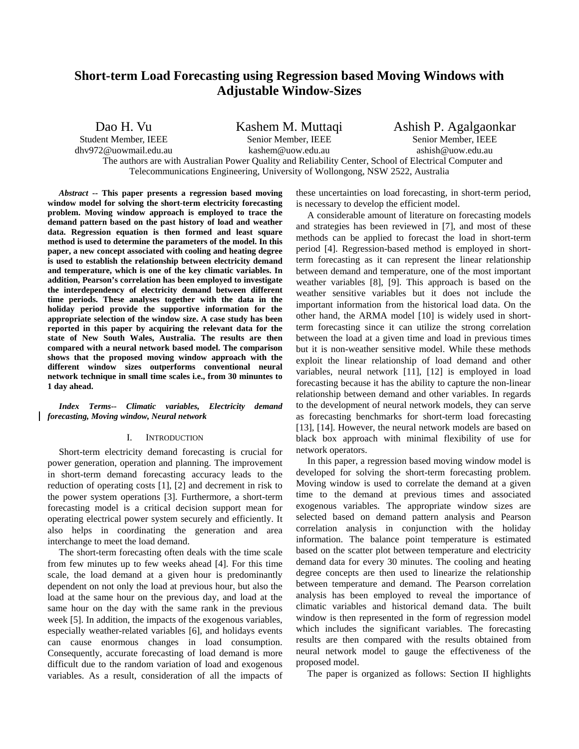# Short-term Load Forecasting using Regression based Moving Windows with Adjustable Window-Sizes

Dao H. Vu
Student Member, IEEE
dhv972@uowmail.edu.au

Kashem M. Muttaqi
Senior Member, IEEE
kashem@uow.edu.au

Ashish P. Agalgaonkar
Senior Member, IEEE
ashish@uow.edu.au

The authors are with Australian Power Quality and Reliability Center, School of Electrical Computer and Telecommunications Engineering, University of Wollongong, NSW 2522, Australia

***Abstract* -- This paper presents a regression based moving window model for solving the short-term electricity forecasting problem. Moving window approach is employed to trace the demand pattern based on the past history of load and weather data. Regression equation is then formed and least square method is used to determine the parameters of the model. In this paper, a new concept associated with cooling and heating degree is used to establish the relationship between electricity demand and temperature, which is one of the key climatic variables. In addition, Pearson's correlation has been employed to investigate the interdependency of electricity demand between different time periods. These analyses together with the data in the holiday period provide the supportive information for the appropriate selection of the window size. A case study has been reported in this paper by acquiring the relevant data for the state of New South Wales, Australia. The results are then compared with a neural network based model. The comparison shows that the proposed moving window approach with the different window sizes outperforms conventional neural network technique in small time scales i.e., from 30 minuntes to 1 day ahead.**

***Index Terms-- Climatic variables, Electricity demand forecasting, Moving window, Neural network***

## I. INTRODUCTION

Short-term electricity demand forecasting is crucial for power generation, operation and planning. The improvement in short-term demand forecasting accuracy leads to the reduction of operating costs [1], [2] and decrement in risk to the power system operations [3]. Furthermore, a short-term forecasting model is a critical decision support mean for operating electrical power system securely and efficiently. It also helps in coordinating the generation and area interchange to meet the load demand.

The short-term forecasting often deals with the time scale from few minutes up to few weeks ahead [4]. For this time scale, the load demand at a given hour is predominantly dependent on not only the load at previous hour, but also the load at the same hour on the previous day, and load at the same hour on the day with the same rank in the previous week [5]. In addition, the impacts of the exogenous variables, especially weather-related variables [6], and holidays events can cause enormous changes in load consumption. Consequently, accurate forecasting of load demand is more difficult due to the random variation of load and exogenous variables. As a result, consideration of all the impacts of these uncertainties on load forecasting, in short-term period, is necessary to develop the efficient model.

A considerable amount of literature on forecasting models and strategies has been reviewed in [7], and most of these methods can be applied to forecast the load in short-term period [4]. Regression-based method is employed in short-term forecasting as it can represent the linear relationship between demand and temperature, one of the most important weather variables [8], [9]. This approach is based on the weather sensitive variables but it does not include the important information from the historical load data. On the other hand, the ARMA model [10] is widely used in short-term forecasting since it can utilize the strong correlation between the load at a given time and load in previous times but it is non-weather sensitive model. While these methods exploit the linear relationship of load demand and other variables, neural network [11], [12] is employed in load forecasting because it has the ability to capture the non-linear relationship between demand and other variables. In regards to the development of neural network models, they can serve as forecasting benchmarks for short-term load forecasting [13], [14]. However, the neural network models are based on black box approach with minimal flexibility of use for network operators.

In this paper, a regression based moving window model is developed for solving the short-term forecasting problem. Moving window is used to correlate the demand at a given time to the demand at previous times and associated exogenous variables. The appropriate window sizes are selected based on demand pattern analysis and Pearson correlation analysis in conjunction with the holiday information. The balance point temperature is estimated based on the scatter plot between temperature and electricity demand data for every 30 minutes. The cooling and heating degree concepts are then used to linearize the relationship between temperature and demand. The Pearson correlation analysis has been employed to reveal the importance of climatic variables and historical demand data. The built window is then represented in the form of regression model which includes the significant variables. The forecasting results are then compared with the results obtained from neural network model to gauge the effectiveness of the proposed model.

The paper is organized as follows: Section II highlights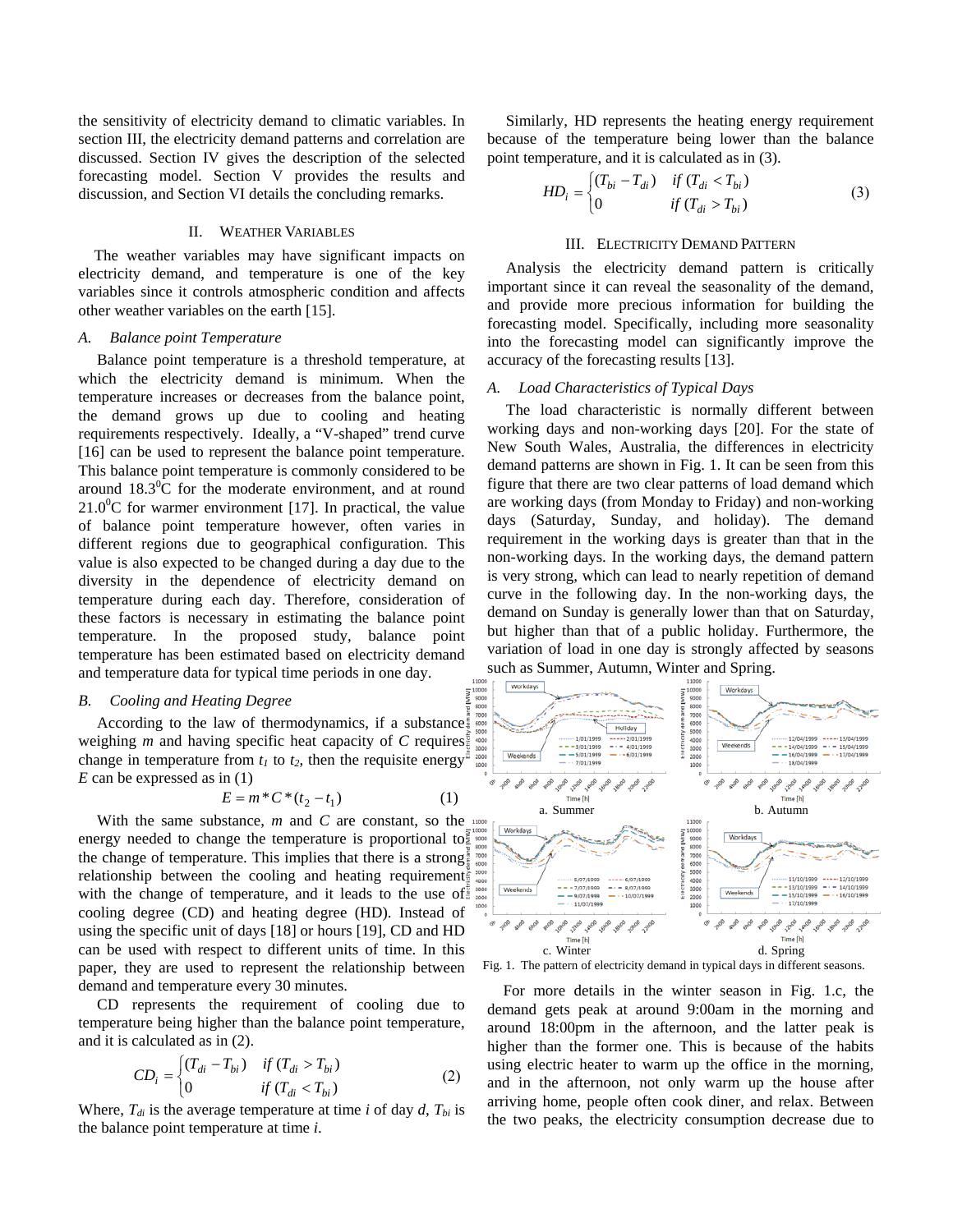the sensitivity of electricity demand to climatic variables. In section III, the electricity demand patterns and correlation are discussed. Section IV gives the description of the selected forecasting model. Section V provides the results and discussion, and Section VI details the concluding remarks.

## II. Weather Variables

The weather variables may have significant impacts on electricity demand, and temperature is one of the key variables since it controls atmospheric condition and affects other weather variables on the earth [15].

### *A. Balance point Temperature*

Balance point temperature is a threshold temperature, at which the electricity demand is minimum. When the temperature increases or decreases from the balance point, the demand grows up due to cooling and heating requirements respectively. Ideally, a "V-shaped" trend curve [16] can be used to represent the balance point temperature. This balance point temperature is commonly considered to be around $18.3^0$C for the moderate environment, and at round $21.0^0$C for warmer environment [17]. In practical, the value of balance point temperature however, often varies in different regions due to geographical configuration. This value is also expected to be changed during a day due to the diversity in the dependence of electricity demand on temperature during each day. Therefore, consideration of these factors is necessary in estimating the balance point temperature. In the proposed study, balance point temperature has been estimated based on electricity demand and temperature data for typical time periods in one day.

### *B. Cooling and Heating Degree*

According to the law of thermodynamics, if a substance weighing $m$ and having specific heat capacity of $C$ requires change in temperature from $t_1$ to $t_2$, then the requisite energy $E$ can be expressed as in (1)

$$E = m * C * (t_2 - t_1) \tag{1}$$

With the same substance, $m$ and $C$ are constant, so the energy needed to change the temperature is proportional to the change of temperature. This implies that there is a strong relationship between the cooling and heating requirement with the change of temperature, and it leads to the use of cooling degree (CD) and heating degree (HD). Instead of using the specific unit of days [18] or hours [19], CD and HD can be used with respect to different units of time. In this paper, they are used to represent the relationship between demand and temperature every 30 minutes.

CD represents the requirement of cooling due to temperature being higher than the balance point temperature, and it is calculated as in (2).

$$CD_i = \begin{cases} (T_{di} - T_{bi}) & if\ (T_{di} > T_{bi}) \\ 0 & if\ (T_{di} < T_{bi}) \end{cases} \tag{2}$$

Where, $T_{di}$ is the average temperature at time $i$ of day $d$, $T_{bi}$ is the balance point temperature at time $i$.

Similarly, HD represents the heating energy requirement because of the temperature being lower than the balance point temperature, and it is calculated as in (3).

$$HD_i = \begin{cases} (T_{bi} - T_{di}) & if\ (T_{di} < T_{bi}) \\ 0 & if\ (T_{di} > T_{bi}) \end{cases} \tag{3}$$

## III. Electricity Demand Pattern

Analysis the electricity demand pattern is critically important since it can reveal the seasonality of the demand, and provide more precious information for building the forecasting model. Specifically, including more seasonality into the forecasting model can significantly improve the accuracy of the forecasting results [13].

### *A. Load Characteristics of Typical Days*

The load characteristic is normally different between working days and non-working days [20]. For the state of New South Wales, Australia, the differences in electricity demand patterns are shown in Fig. 1. It can be seen from this figure that there are two clear patterns of load demand which are working days (from Monday to Friday) and non-working days (Saturday, Sunday, and holiday). The demand requirement in the working days is greater than that in the non-working days. In the working days, the demand pattern is very strong, which can lead to nearly repetition of demand curve in the following day. In the non-working days, the demand on Sunday is generally lower than that on Saturday, but higher than that of a public holiday. Furthermore, the variation of load in one day is strongly affected by seasons such as Summer, Autumn, Winter and Spring.

a. Summer b. Autumn c. Winter d. Spring

Fig. 1. The pattern of electricity demand in typical days in different seasons.

For more details in the winter season in Fig. 1.c, the demand gets peak at around 9:00am in the morning and around 18:00pm in the afternoon, and the latter peak is higher than the former one. This is because of the habits using electric heater to warm up the office in the morning, and in the afternoon, not only warm up the house after arriving home, people often cook diner, and relax. Between the two peaks, the electricity consumption decrease due to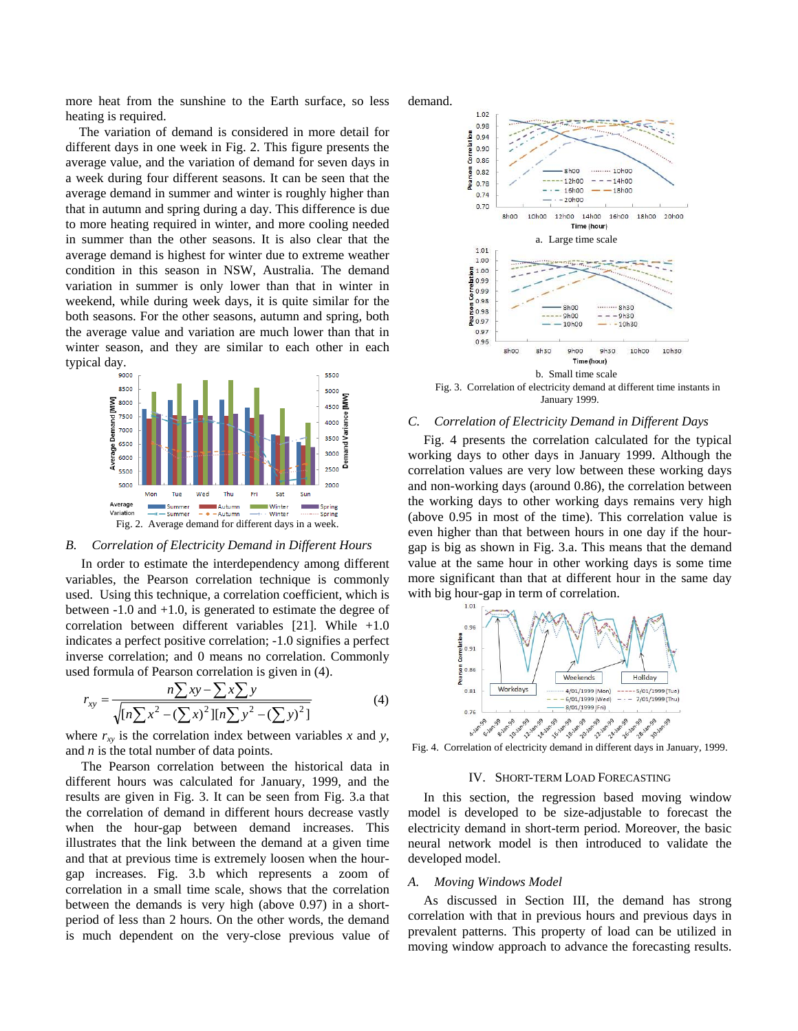more heat from the sunshine to the Earth surface, so less heating is required.

The variation of demand is considered in more detail for different days in one week in Fig. 2. This figure presents the average value, and the variation of demand for seven days in a week during four different seasons. It can be seen that the average demand in summer and winter is roughly higher than that in autumn and spring during a day. This difference is due to more heating required in winter, and more cooling needed in summer than the other seasons. It is also clear that the average demand is highest for winter due to extreme weather condition in this season in NSW, Australia. The demand variation in summer is only lower than that in winter in weekend, while during week days, it is quite similar for the both seasons. For the other seasons, autumn and spring, both the average value and variation are much lower than that in winter season, and they are similar to each other in each typical day.

Fig. 2. Average demand for different days in a week.

### B. Correlation of Electricity Demand in Different Hours

In order to estimate the interdependency among different variables, the Pearson correlation technique is commonly used. Using this technique, a correlation coefficient, which is between -1.0 and +1.0, is generated to estimate the degree of correlation between different variables [21]. While +1.0 indicates a perfect positive correlation; -1.0 signifies a perfect inverse correlation; and 0 means no correlation. Commonly used formula of Pearson correlation is given in (4).

$$r_{xy} = \frac{n\sum xy - \sum x \sum y}{\sqrt{[n\sum x^2 - (\sum x)^2][n\sum y^2 - (\sum y)^2]}} \tag{4}$$

where $r_{xy}$ is the correlation index between variables $x$ and $y$, and $n$ is the total number of data points.

The Pearson correlation between the historical data in different hours was calculated for January, 1999, and the results are given in Fig. 3. It can be seen from Fig. 3.a that the correlation of demand in different hours decrease vastly when the hour-gap between demand increases. This illustrates that the link between the demand at a given time and that at previous time is extremely loosen when the hour-gap increases. Fig. 3.b which represents a zoom of correlation in a small time scale, shows that the correlation between the demands is very high (above 0.97) in a short-period of less than 2 hours. On the other words, the demand is much dependent on the very-close previous value of demand.

a. Large time scale

b. Small time scale

Fig. 3. Correlation of electricity demand at different time instants in January 1999.

### C. Correlation of Electricity Demand in Different Days

Fig. 4 presents the correlation calculated for the typical working days to other days in January 1999. Although the correlation values are very low between these working days and non-working days (around 0.86), the correlation between the working days to other working days remains very high (above 0.95 in most of the time). This correlation value is even higher than that between hours in one day if the hour-gap is big as shown in Fig. 3.a. This means that the demand value at the same hour in other working days is some time more significant than that at different hour in the same day with big hour-gap in term of correlation.

Fig. 4. Correlation of electricity demand in different days in January, 1999.

## IV. Short-Term Load Forecasting

In this section, the regression based moving window model is developed to be size-adjustable to forecast the electricity demand in short-term period. Moreover, the basic neural network model is then introduced to validate the developed model.

### A. Moving Windows Model

As discussed in Section III, the demand has strong correlation with that in previous hours and previous days in prevalent patterns. This property of load can be utilized in moving window approach to advance the forecasting results.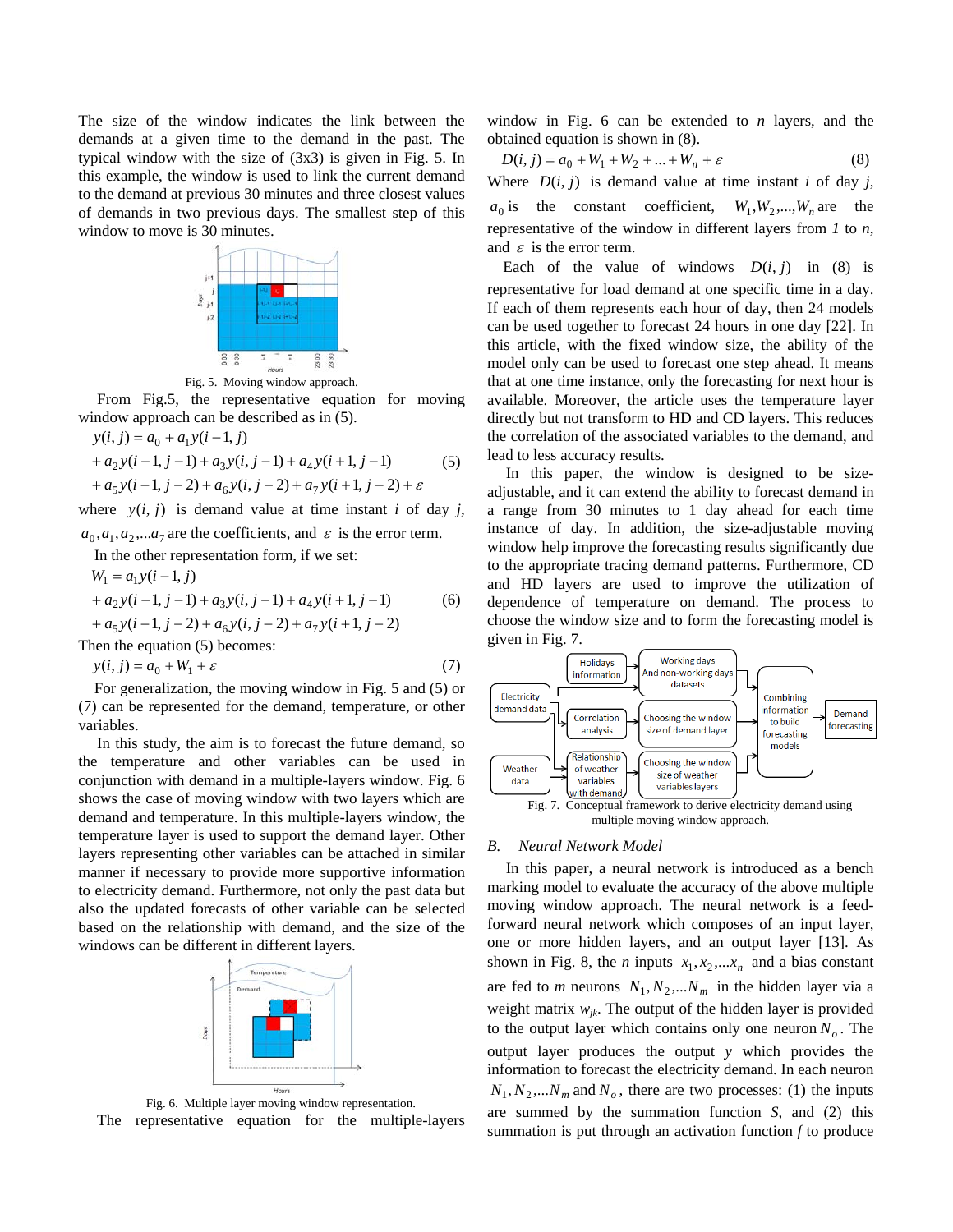The size of the window indicates the link between the demands at a given time to the demand in the past. The typical window with the size of (3x3) is given in Fig. 5. In this example, the window is used to link the current demand to the demand at previous 30 minutes and three closest values of demands in two previous days. The smallest step of this window to move is 30 minutes.

Fig. 5. Moving window approach.

From Fig.5, the representative equation for moving window approach can be described as in (5).

$$
\begin{aligned}
y(i,j) &= a_0 + a_1 y(i-1,j) \\
&+ a_2 y(i-1,j-1) + a_3 y(i,j-1) + a_4 y(i+1,j-1) \\
&+ a_5 y(i-1,j-2) + a_6 y(i,j-2) + a_7 y(i+1,j-2) + \varepsilon
\end{aligned} \tag{5}
$$

where $y(i,j)$ is demand value at time instant $i$ of day $j$, $a_0, a_1, a_2, ... a_7$ are the coefficients, and $\varepsilon$ is the error term.

In the other representation form, if we set:

$$
\begin{aligned}
W_1 &= a_1 y(i-1,j) \\
&+ a_2 y(i-1,j-1) + a_3 y(i,j-1) + a_4 y(i+1,j-1) \\
&+ a_5 y(i-1,j-2) + a_6 y(i,j-2) + a_7 y(i+1,j-2)
\end{aligned} \tag{6}
$$

Then the equation (5) becomes:

$$
y(i,j) = a_0 + W_1 + \varepsilon \tag{7}
$$

For generalization, the moving window in Fig. 5 and (5) or (7) can be represented for the demand, temperature, or other variables.

In this study, the aim is to forecast the future demand, so the temperature and other variables can be used in conjunction with demand in a multiple-layers window. Fig. 6 shows the case of moving window with two layers which are demand and temperature. In this multiple-layers window, the temperature layer is used to support the demand layer. Other layers representing other variables can be attached in similar manner if necessary to provide more supportive information to electricity demand. Furthermore, not only the past data but also the updated forecasts of other variable can be selected based on the relationship with demand, and the size of the windows can be different in different layers.

Fig. 6. Multiple layer moving window representation.

The representative equation for the multiple-layers window in Fig. 6 can be extended to $n$ layers, and the obtained equation is shown in (8).

$$
D(i,j) = a_0 + W_1 + W_2 + ... + W_n + \varepsilon \tag{8}
$$

Where $D(i,j)$ is demand value at time instant $i$ of day $j$, $a_0$ is the constant coefficient, $W_1, W_2, ..., W_n$ are the representative of the window in different layers from *1* to *n*, and $\varepsilon$ is the error term.

Each of the value of windows $D(i,j)$ in (8) is representative for load demand at one specific time in a day. If each of them represents each hour of day, then 24 models can be used together to forecast 24 hours in one day [22]. In this article, with the fixed window size, the ability of the model only can be used to forecast one step ahead. It means that at one time instance, only the forecasting for next hour is available. Moreover, the article uses the temperature layer directly but not transform to HD and CD layers. This reduces the correlation of the associated variables to the demand, and lead to less accuracy results.

In this paper, the window is designed to be size-adjustable, and it can extend the ability to forecast demand in a range from 30 minutes to 1 day ahead for each time instance of day. In addition, the size-adjustable moving window help improve the forecasting results significantly due to the appropriate tracing demand patterns. Furthermore, CD and HD layers are used to improve the utilization of dependence of temperature on demand. The process to choose the window size and to form the forecasting model is given in Fig. 7.

Fig. 7. Conceptual framework to derive electricity demand using multiple moving window approach.

### *B. Neural Network Model*

In this paper, a neural network is introduced as a bench marking model to evaluate the accuracy of the above multiple moving window approach. The neural network is a feed-forward neural network which composes of an input layer, one or more hidden layers, and an output layer [13]. As shown in Fig. 8, the $n$ inputs $x_1, x_2, ... x_n$ and a bias constant are fed to $m$ neurons $N_1, N_2, ... N_m$ in the hidden layer via a weight matrix $w_{jk}$. The output of the hidden layer is provided to the output layer which contains only one neuron $N_o$. The output layer produces the output $y$ which provides the information to forecast the electricity demand. In each neuron $N_1, N_2, ... N_m$ and $N_o$, there are two processes: (1) the inputs are summed by the summation function $S$, and (2) this summation is put through an activation function $f$ to produce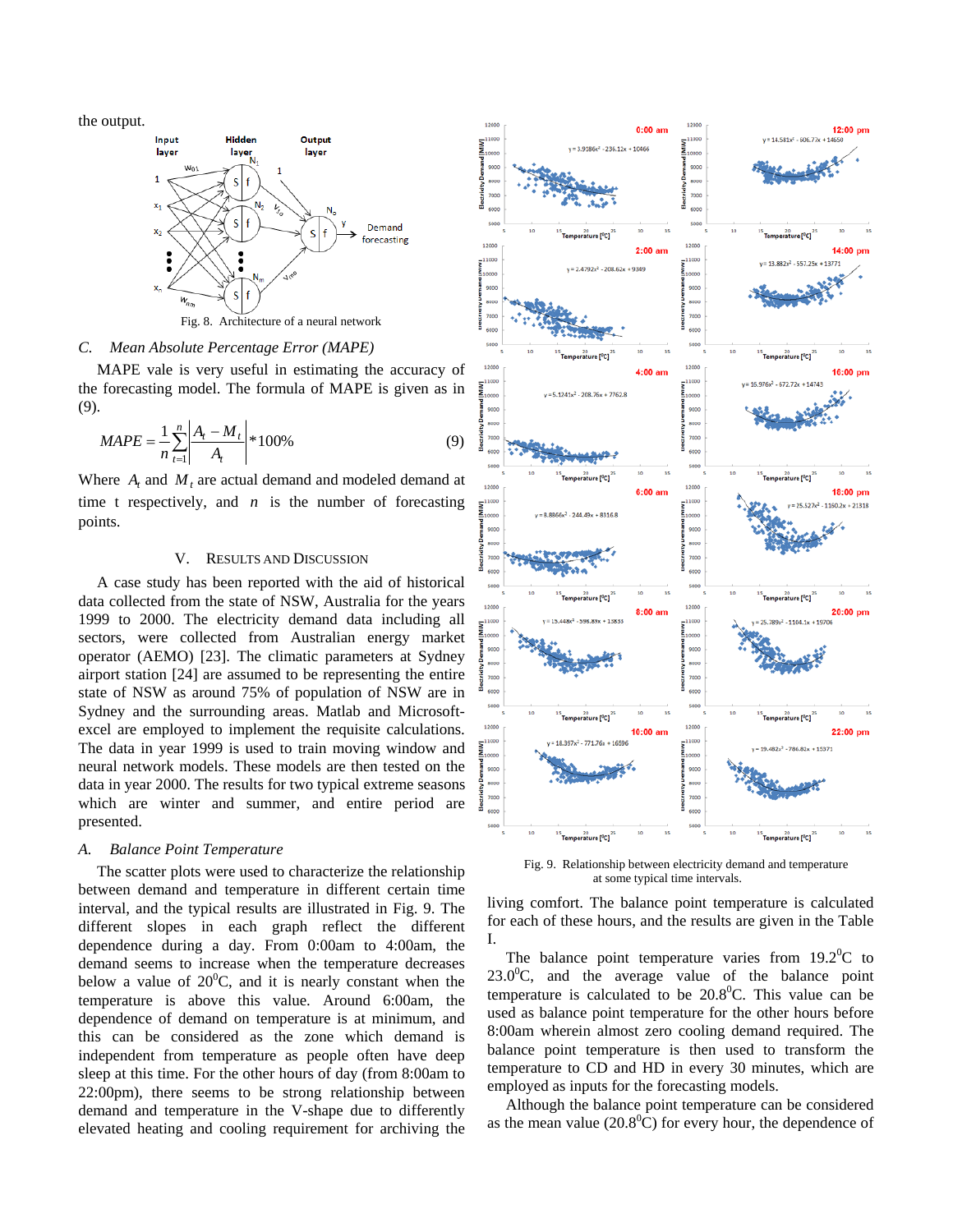the output.

Fig. 8. Architecture of a neural network

### C. Mean Absolute Percentage Error (MAPE)

MAPE vale is very useful in estimating the accuracy of the forecasting model. The formula of MAPE is given as in (9).

$$MAPE = \frac{1}{n}\sum_{t=1}^{n}\left|\frac{A_t - M_t}{A_t}\right| * 100\% \qquad (9)$$

Where $A_t$ and $M_t$ are actual demand and modeled demand at time t respectively, and $n$ is the number of forecasting points.

## V. Results and Discussion

A case study has been reported with the aid of historical data collected from the state of NSW, Australia for the years 1999 to 2000. The electricity demand data including all sectors, were collected from Australian energy market operator (AEMO) [23]. The climatic parameters at Sydney airport station [24] are assumed to be representing the entire state of NSW as around 75% of population of NSW are in Sydney and the surrounding areas. Matlab and Microsoft-excel are employed to implement the requisite calculations. The data in year 1999 is used to train moving window and neural network models. These models are then tested on the data in year 2000. The results for two typical extreme seasons which are winter and summer, and entire period are presented.

### A. Balance Point Temperature

The scatter plots were used to characterize the relationship between demand and temperature in different certain time interval, and the typical results are illustrated in Fig. 9. The different slopes in each graph reflect the different dependence during a day. From 0:00am to 4:00am, the demand seems to increase when the temperature decreases below a value of 20$^0$C, and it is nearly constant when the temperature is above this value. Around 6:00am, the dependence of demand on temperature is at minimum, and this can be considered as the zone which demand is independent from temperature as people often have deep sleep at this time. For the other hours of day (from 8:00am to 22:00pm), there seems to be strong relationship between demand and temperature in the V-shape due to differently elevated heating and cooling requirement for archiving the living comfort. The balance point temperature is calculated for each of these hours, and the results are given in the Table I.

Fig. 9. Relationship between electricity demand and temperature at some typical time intervals.

The balance point temperature varies from 19.2$^0$C to 23.0$^0$C, and the average value of the balance point temperature is calculated to be 20.8$^0$C. This value can be used as balance point temperature for the other hours before 8:00am wherein almost zero cooling demand required. The balance point temperature is then used to transform the temperature to CD and HD in every 30 minutes, which are employed as inputs for the forecasting models.

Although the balance point temperature can be considered as the mean value (20.8$^0$C) for every hour, the dependence of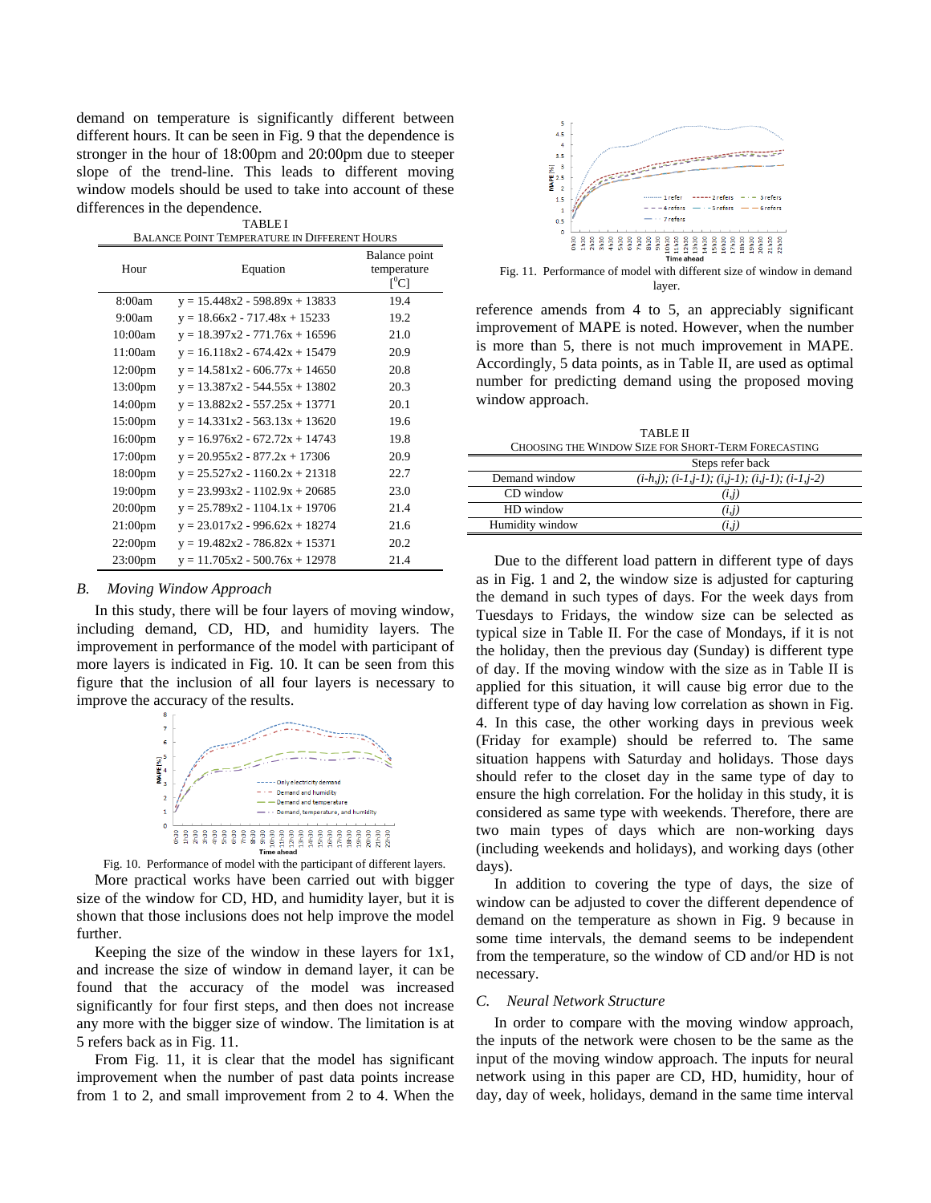demand on temperature is significantly different between different hours. It can be seen in Fig. 9 that the dependence is stronger in the hour of 18:00pm and 20:00pm due to steeper slope of the trend-line. This leads to different moving window models should be used to take into account of these differences in the dependence.

TABLE I
BALANCE POINT TEMPERATURE IN DIFFERENT HOURS

| Hour | Equation | Balance point temperature [$^0$C] |
|---|---|---|
| 8:00am | y = 15.448x2 - 598.89x + 13833 | 19.4 |
| 9:00am | y = 18.66x2 - 717.48x + 15233 | 19.2 |
| 10:00am | y = 18.397x2 - 771.76x + 16596 | 21.0 |
| 11:00am | y = 16.118x2 - 674.42x + 15479 | 20.9 |
| 12:00pm | y = 14.581x2 - 606.77x + 14650 | 20.8 |
| 13:00pm | y = 13.387x2 - 544.55x + 13802 | 20.3 |
| 14:00pm | y = 13.882x2 - 557.25x + 13771 | 20.1 |
| 15:00pm | y = 14.331x2 - 563.13x + 13620 | 19.6 |
| 16:00pm | y = 16.976x2 - 672.72x + 14743 | 19.8 |
| 17:00pm | y = 20.955x2 - 877.2x + 17306 | 20.9 |
| 18:00pm | y = 25.527x2 - 1160.2x + 21318 | 22.7 |
| 19:00pm | y = 23.993x2 - 1102.9x + 20685 | 23.0 |
| 20:00pm | y = 25.789x2 - 1104.1x + 19706 | 21.4 |
| 21:00pm | y = 23.017x2 - 996.62x + 18274 | 21.6 |
| 22:00pm | y = 19.482x2 - 786.82x + 15371 | 20.2 |
| 23:00pm | y = 11.705x2 - 500.76x + 12978 | 21.4 |

### B. *Moving Window Approach*

In this study, there will be four layers of moving window, including demand, CD, HD, and humidity layers. The improvement in performance of the model with participant of more layers is indicated in Fig. 10. It can be seen from this figure that the inclusion of all four layers is necessary to improve the accuracy of the results.

Fig. 10. Performance of model with the participant of different layers.

More practical works have been carried out with bigger size of the window for CD, HD, and humidity layer, but it is shown that those inclusions does not help improve the model further.

Keeping the size of the window in these layers for 1x1, and increase the size of window in demand layer, it can be found that the accuracy of the model was increased significantly for four first steps, and then does not increase any more with the bigger size of window. The limitation is at 5 refers back as in Fig. 11.

From Fig. 11, it is clear that the model has significant improvement when the number of past data points increase from 1 to 2, and small improvement from 2 to 4. When the reference amends from 4 to 5, an appreciably significant improvement of MAPE is noted. However, when the number is more than 5, there is not much improvement in MAPE. Accordingly, 5 data points, as in Table II, are used as optimal number for predicting demand using the proposed moving window approach.

Fig. 11. Performance of model with different size of window in demand layer.

TABLE II
CHOOSING THE WINDOW SIZE FOR SHORT-TERM FORECASTING

| | Steps refer back |
|---|---|
| Demand window | *(i-h,j); (i-1,j-1); (i,j-1); (i-1,j-2)* |
| CD window | *(i,j)* |
| HD window | *(i,j)* |
| Humidity window | *(i,j)* |

Due to the different load pattern in different type of days as in Fig. 1 and 2, the window size is adjusted for capturing the demand in such types of days. For the week days from Tuesdays to Fridays, the window size can be selected as typical size in Table II. For the case of Mondays, if it is not the holiday, then the previous day (Sunday) is different type of day. If the moving window with the size as in Table II is applied for this situation, it will cause big error due to the different type of day having low correlation as shown in Fig. 4. In this case, the other working days in previous week (Friday for example) should be referred to. The same situation happens with Saturday and holidays. Those days should refer to the closet day in the same type of day to ensure the high correlation. For the holiday in this study, it is considered as same type with weekends. Therefore, there are two main types of days which are non-working days (including weekends and holidays), and working days (other days).

In addition to covering the type of days, the size of window can be adjusted to cover the different dependence of demand on the temperature as shown in Fig. 9 because in some time intervals, the demand seems to be independent from the temperature, so the window of CD and/or HD is not necessary.

### C. *Neural Network Structure*

In order to compare with the moving window approach, the inputs of the network were chosen to be the same as the input of the moving window approach. The inputs for neural network using in this paper are CD, HD, humidity, hour of day, day of week, holidays, demand in the same time interval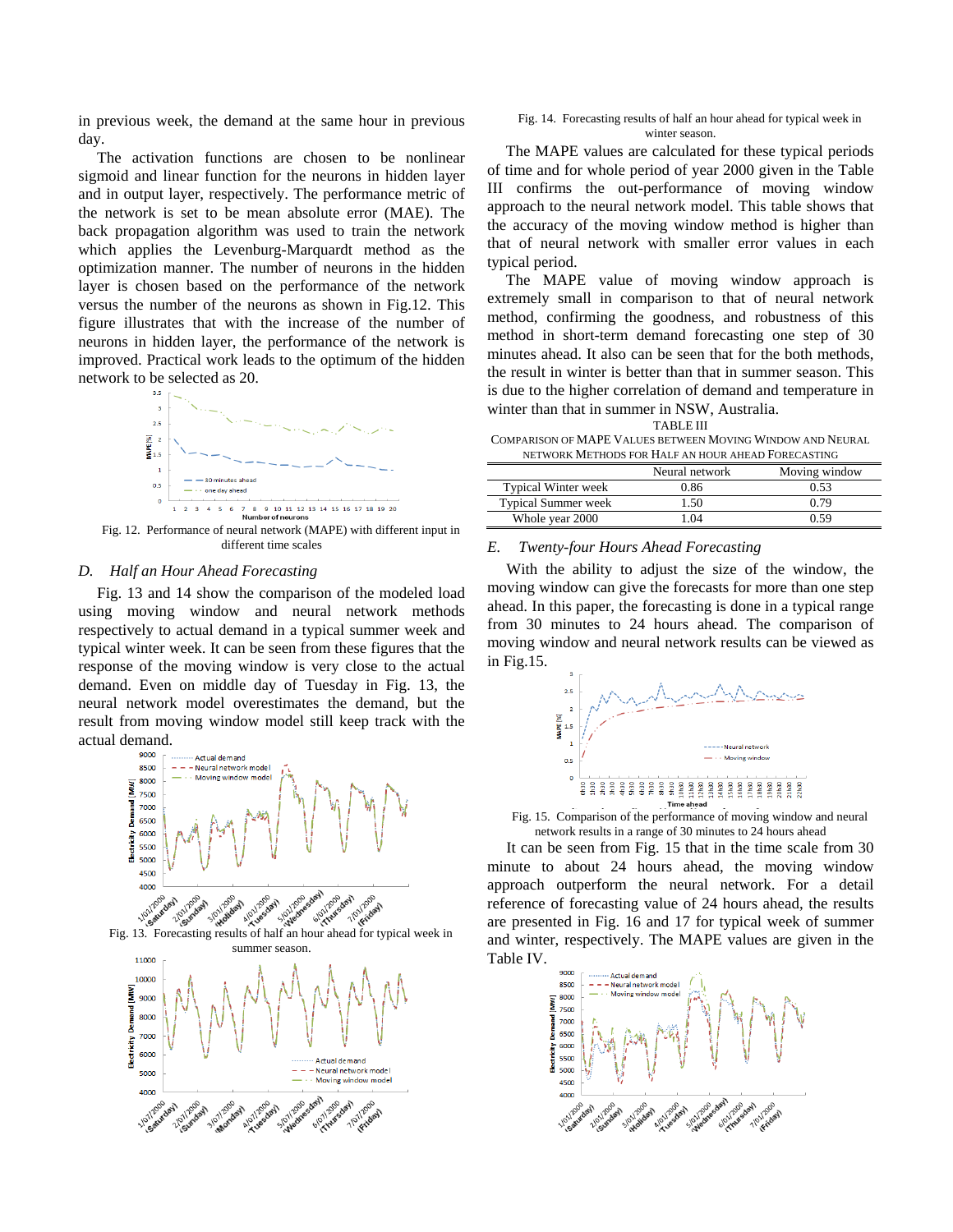in previous week, the demand at the same hour in previous day.

The activation functions are chosen to be nonlinear sigmoid and linear function for the neurons in hidden layer and in output layer, respectively. The performance metric of the network is set to be mean absolute error (MAE). The back propagation algorithm was used to train the network which applies the Levenburg-Marquardt method as the optimization manner. The number of neurons in the hidden layer is chosen based on the performance of the network versus the number of the neurons as shown in Fig.12. This figure illustrates that with the increase of the number of neurons in hidden layer, the performance of the network is improved. Practical work leads to the optimum of the hidden network to be selected as 20.

Fig. 12. Performance of neural network (MAPE) with different input in different time scales

### D. *Half an Hour Ahead Forecasting*

Fig. 13 and 14 show the comparison of the modeled load using moving window and neural network methods respectively to actual demand in a typical summer week and typical winter week. It can be seen from these figures that the response of the moving window is very close to the actual demand. Even on middle day of Tuesday in Fig. 13, the neural network model overestimates the demand, but the result from moving window model still keep track with the actual demand.

Fig. 13. Forecasting results of half an hour ahead for typical week in summer season.

Fig. 14. Forecasting results of half an hour ahead for typical week in winter season.

The MAPE values are calculated for these typical periods of time and for whole period of year 2000 given in the Table III confirms the out-performance of moving window approach to the neural network model. This table shows that the accuracy of the moving window method is higher than that of neural network with smaller error values in each typical period.

The MAPE value of moving window approach is extremely small in comparison to that of neural network method, confirming the goodness, and robustness of this method in short-term demand forecasting one step of 30 minutes ahead. It also can be seen that for the both methods, the result in winter is better than that in summer season. This is due to the higher correlation of demand and temperature in winter than that in summer in NSW, Australia.

TABLE III
COMPARISON OF MAPE VALUES BETWEEN MOVING WINDOW AND NEURAL NETWORK METHODS FOR HALF AN HOUR AHEAD FORECASTING

| | Neural network | Moving window |
|---|---|---|
| Typical Winter week | 0.86 | 0.53 |
| Typical Summer week | 1.50 | 0.79 |
| Whole year 2000 | 1.04 | 0.59 |

### E. *Twenty-four Hours Ahead Forecasting*

With the ability to adjust the size of the window, the moving window can give the forecasts for more than one step ahead. In this paper, the forecasting is done in a typical range from 30 minutes to 24 hours ahead. The comparison of moving window and neural network results can be viewed as in Fig.15.

Fig. 15. Comparison of the performance of moving window and neural network results in a range of 30 minutes to 24 hours ahead

It can be seen from Fig. 15 that in the time scale from 30 minute to about 24 hours ahead, the moving window approach outperform the neural network. For a detail reference of forecasting value of 24 hours ahead, the results are presented in Fig. 16 and 17 for typical week of summer and winter, respectively. The MAPE values are given in the Table IV.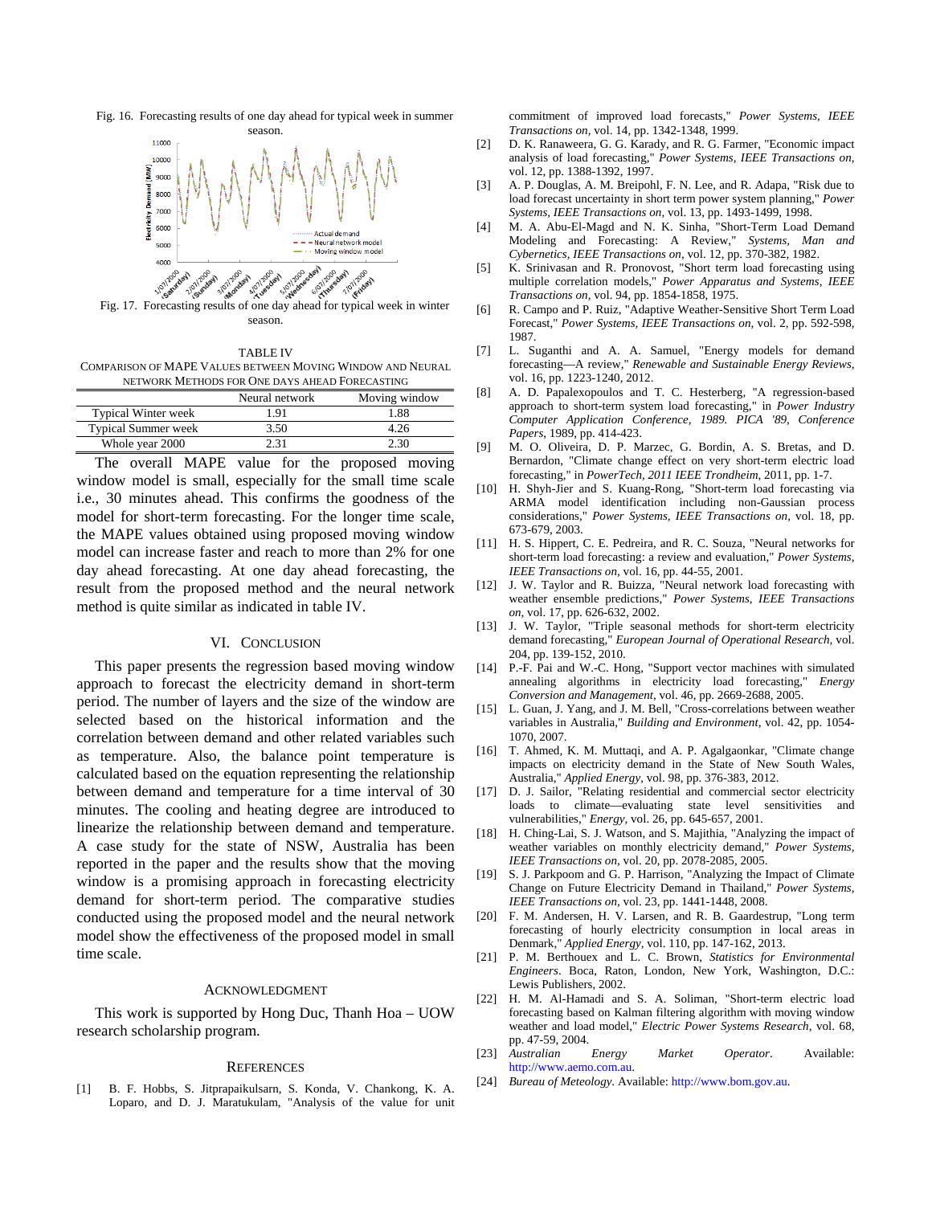Fig. 16. Forecasting results of one day ahead for typical week in summer season.

11000
10000
9000
8000
7000
6000
5000
4000

Electricity Demand (MW)

Actual demand
Neural network model
Moving window model

1/07/2000 (Saturday)
2/07/2000 (Sunday)
3/07/2000 (Monday)
4/07/2000 (Tuesday)
5/07/2000 (Wednesday)
6/07/2000 (Thursday)
7/07/2000 (Friday)

Fig. 17. Forecasting results of one day ahead for typical week in winter season.

TABLE IV
COMPARISON OF MAPE VALUES BETWEEN MOVING WINDOW AND NEURAL NETWORK METHODS FOR ONE DAYS AHEAD FORECASTING

| | Neural network | Moving window |
|---|---|---|
| Typical Winter week | 1.91 | 1.88 |
| Typical Summer week | 3.50 | 4.26 |
| Whole year 2000 | 2.31 | 2.30 |

The overall MAPE value for the proposed moving window model is small, especially for the small time scale i.e., 30 minutes ahead. This confirms the goodness of the model for short-term forecasting. For the longer time scale, the MAPE values obtained using proposed moving window model can increase faster and reach to more than 2% for one day ahead forecasting. At one day ahead forecasting, the result from the proposed method and the neural network method is quite similar as indicated in table IV.

## VI. Conclusion

This paper presents the regression based moving window approach to forecast the electricity demand in short-term period. The number of layers and the size of the window are selected based on the historical information and the correlation between demand and other related variables such as temperature. Also, the balance point temperature is calculated based on the equation representing the relationship between demand and temperature for a time interval of 30 minutes. The cooling and heating degree are introduced to linearize the relationship between demand and temperature. A case study for the state of NSW, Australia has been reported in the paper and the results show that the moving window is a promising approach in forecasting electricity demand for short-term period. The comparative studies conducted using the proposed model and the neural network model show the effectiveness of the proposed model in small time scale.

## Acknowledgment

This work is supported by Hong Duc, Thanh Hoa – UOW research scholarship program.

## References

[1] B. F. Hobbs, S. Jitprapaikulsarn, S. Konda, V. Chankong, K. A. Loparo, and D. J. Maratukulam, "Analysis of the value for unit commitment of improved load forecasts," *Power Systems, IEEE Transactions on*, vol. 14, pp. 1342-1348, 1999.

[2] D. K. Ranaweera, G. G. Karady, and R. G. Farmer, "Economic impact analysis of load forecasting," *Power Systems, IEEE Transactions on*, vol. 12, pp. 1388-1392, 1997.

[3] A. P. Douglas, A. M. Breipohl, F. N. Lee, and R. Adapa, "Risk due to load forecast uncertainty in short term power system planning," *Power Systems, IEEE Transactions on*, vol. 13, pp. 1493-1499, 1998.

[4] M. A. Abu-El-Magd and N. K. Sinha, "Short-Term Load Demand Modeling and Forecasting: A Review," *Systems, Man and Cybernetics, IEEE Transactions on*, vol. 12, pp. 370-382, 1982.

[5] K. Srinivasan and R. Pronovost, "Short term load forecasting using multiple correlation models," *Power Apparatus and Systems, IEEE Transactions on*, vol. 94, pp. 1854-1858, 1975.

[6] R. Campo and P. Ruiz, "Adaptive Weather-Sensitive Short Term Load Forecast," *Power Systems, IEEE Transactions on*, vol. 2, pp. 592-598, 1987.

[7] L. Suganthi and A. A. Samuel, "Energy models for demand forecasting—A review," *Renewable and Sustainable Energy Reviews*, vol. 16, pp. 1223-1240, 2012.

[8] A. D. Papalexopoulos and T. C. Hesterberg, "A regression-based approach to short-term system load forecasting," in *Power Industry Computer Application Conference, 1989. PICA '89, Conference Papers*, 1989, pp. 414-423.

[9] M. O. Oliveira, D. P. Marzec, G. Bordin, A. S. Bretas, and D. Bernardon, "Climate change effect on very short-term electric load forecasting," in *PowerTech, 2011 IEEE Trondheim*, 2011, pp. 1-7.

[10] H. Shyh-Jier and S. Kuang-Rong, "Short-term load forecasting via ARMA model identification including non-Gaussian process considerations," *Power Systems, IEEE Transactions on*, vol. 18, pp. 673-679, 2003.

[11] H. S. Hippert, C. E. Pedreira, and R. C. Souza, "Neural networks for short-term load forecasting: a review and evaluation," *Power Systems, IEEE Transactions on*, vol. 16, pp. 44-55, 2001.

[12] J. W. Taylor and R. Buizza, "Neural network load forecasting with weather ensemble predictions," *Power Systems, IEEE Transactions on*, vol. 17, pp. 626-632, 2002.

[13] J. W. Taylor, "Triple seasonal methods for short-term electricity demand forecasting," *European Journal of Operational Research*, vol. 204, pp. 139-152, 2010.

[14] P.-F. Pai and W.-C. Hong, "Support vector machines with simulated annealing algorithms in electricity load forecasting," *Energy Conversion and Management*, vol. 46, pp. 2669-2688, 2005.

[15] L. Guan, J. Yang, and J. M. Bell, "Cross-correlations between weather variables in Australia," *Building and Environment*, vol. 42, pp. 1054-1070, 2007.

[16] T. Ahmed, K. M. Muttaqi, and A. P. Agalgaonkar, "Climate change impacts on electricity demand in the State of New South Wales, Australia," *Applied Energy*, vol. 98, pp. 376-383, 2012.

[17] D. J. Sailor, "Relating residential and commercial sector electricity loads to climate—evaluating state level sensitivities and vulnerabilities," *Energy*, vol. 26, pp. 645-657, 2001.

[18] H. Ching-Lai, S. J. Watson, and S. Majithia, "Analyzing the impact of weather variables on monthly electricity demand," *Power Systems, IEEE Transactions on*, vol. 20, pp. 2078-2085, 2005.

[19] S. J. Parkpoom and G. P. Harrison, "Analyzing the Impact of Climate Change on Future Electricity Demand in Thailand," *Power Systems, IEEE Transactions on*, vol. 23, pp. 1441-1448, 2008.

[20] F. M. Andersen, H. V. Larsen, and R. B. Gaardestrup, "Long term forecasting of hourly electricity consumption in local areas in Denmark," *Applied Energy*, vol. 110, pp. 147-162, 2013.

[21] P. M. Berthouex and L. C. Brown, *Statistics for Environmental Engineers*. Boca, Raton, London, New York, Washington, D.C.: Lewis Publishers, 2002.

[22] H. M. Al-Hamadi and S. A. Soliman, "Short-term electric load forecasting based on Kalman filtering algorithm with moving window weather and load model," *Electric Power Systems Research*, vol. 68, pp. 47-59, 2004.

[23] *Australian Energy Market Operator*. Available: http://www.aemo.com.au.

[24] *Bureau of Meteology*. Available: http://www.bom.gov.au.